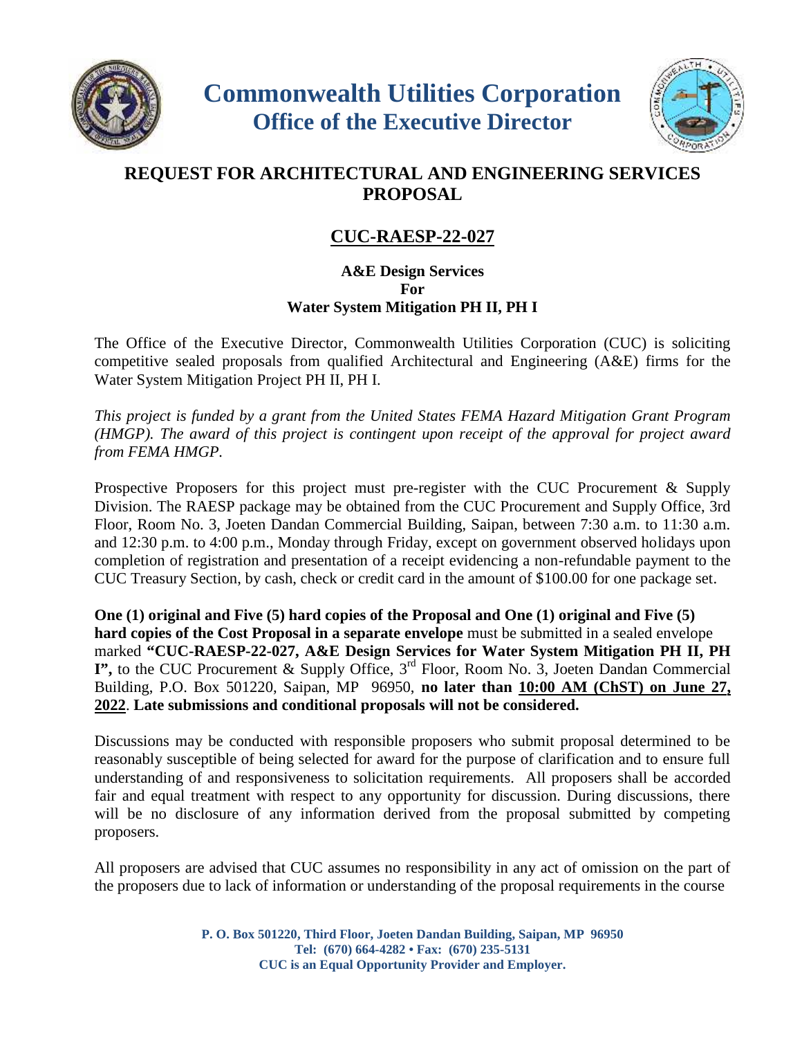# Commonwealth Utilities Corporation
## Office of the Executive Director

## REQUEST FOR ARCHITECTURAL AND ENGINEERING SERVICES PROPOSAL

## CUC-RAESP-22-027

**A&E Design Services**
**For**
**Water System Mitigation PH II, PH I**

The Office of the Executive Director, Commonwealth Utilities Corporation (CUC) is soliciting competitive sealed proposals from qualified Architectural and Engineering (A&E) firms for the Water System Mitigation Project PH II, PH I.

*This project is funded by a grant from the United States FEMA Hazard Mitigation Grant Program (HMGP). The award of this project is contingent upon receipt of the approval for project award from FEMA HMGP.*

Prospective Proposers for this project must pre-register with the CUC Procurement & Supply Division. The RAESP package may be obtained from the CUC Procurement and Supply Office, 3rd Floor, Room No. 3, Joeten Dandan Commercial Building, Saipan, between 7:30 a.m. to 11:30 a.m. and 12:30 p.m. to 4:00 p.m., Monday through Friday, except on government observed holidays upon completion of registration and presentation of a receipt evidencing a non-refundable payment to the CUC Treasury Section, by cash, check or credit card in the amount of $100.00 for one package set.

**One (1) original and Five (5) hard copies of the Proposal and One (1) original and Five (5) hard copies of the Cost Proposal in a separate envelope** must be submitted in a sealed envelope marked **"CUC-RAESP-22-027, A&E Design Services for Water System Mitigation PH II, PH I",** to the CUC Procurement & Supply Office, 3rd Floor, Room No. 3, Joeten Dandan Commercial Building, P.O. Box 501220, Saipan, MP 96950, **no later than 10:00 AM (ChST) on June 27, 2022**. **Late submissions and conditional proposals will not be considered.**

Discussions may be conducted with responsible proposers who submit proposal determined to be reasonably susceptible of being selected for award for the purpose of clarification and to ensure full understanding of and responsiveness to solicitation requirements. All proposers shall be accorded fair and equal treatment with respect to any opportunity for discussion. During discussions, there will be no disclosure of any information derived from the proposal submitted by competing proposers.

All proposers are advised that CUC assumes no responsibility in any act of omission on the part of the proposers due to lack of information or understanding of the proposal requirements in the course

P. O. Box 501220, Third Floor, Joeten Dandan Building, Saipan, MP 96950
Tel: (670) 664-4282 • Fax: (670) 235-5131
CUC is an Equal Opportunity Provider and Employer.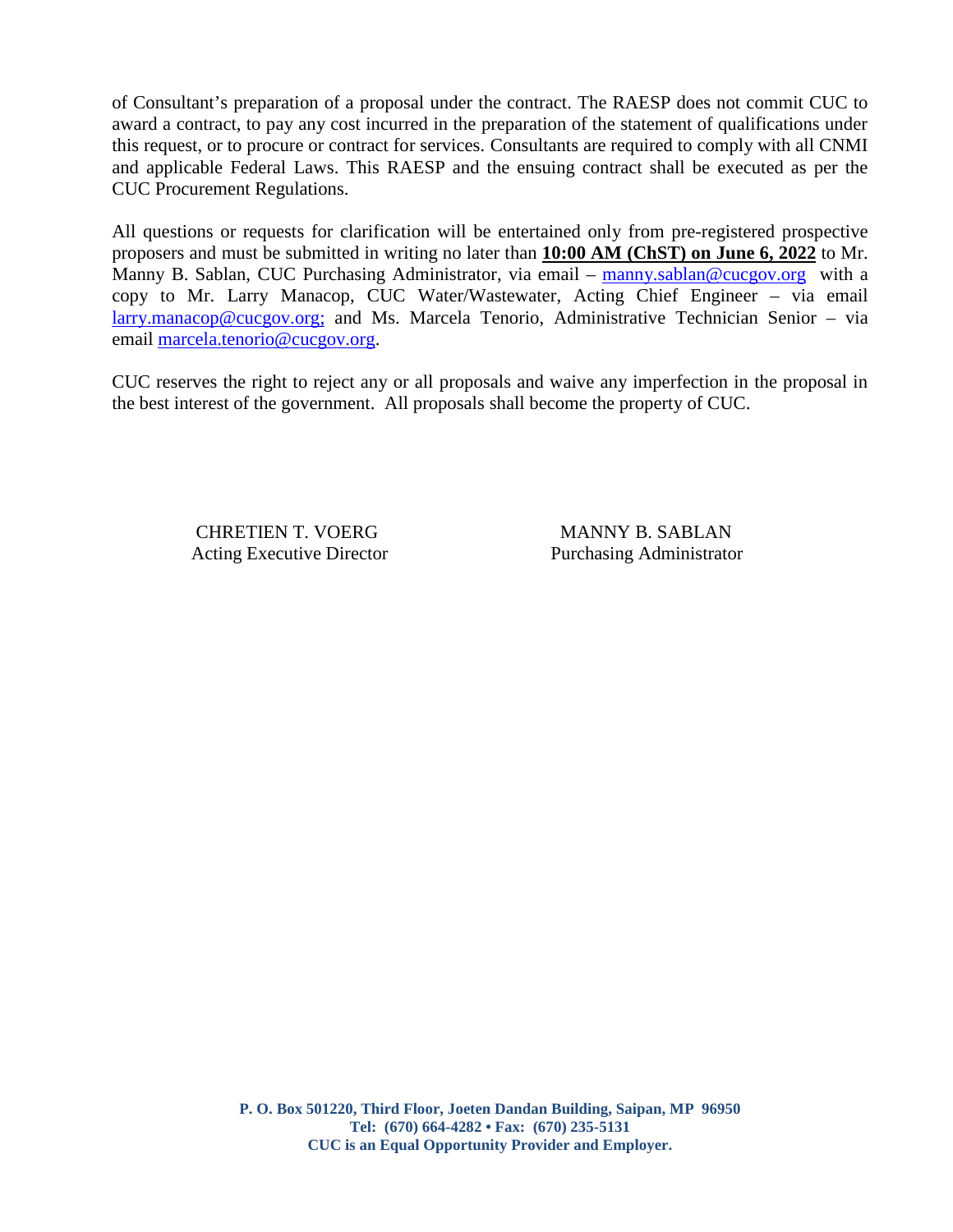of Consultant's preparation of a proposal under the contract. The RAESP does not commit CUC to award a contract, to pay any cost incurred in the preparation of the statement of qualifications under this request, or to procure or contract for services. Consultants are required to comply with all CNMI and applicable Federal Laws. This RAESP and the ensuing contract shall be executed as per the CUC Procurement Regulations.

All questions or requests for clarification will be entertained only from pre-registered prospective proposers and must be submitted in writing no later than **10:00 AM (ChST) on June 6, 2022** to Mr. Manny B. Sablan, CUC Purchasing Administrator, via email – manny.sablan@cucgov.org with a copy to Mr. Larry Manacop, CUC Water/Wastewater, Acting Chief Engineer – via email larry.manacop@cucgov.org; and Ms. Marcela Tenorio, Administrative Technician Senior – via email marcela.tenorio@cucgov.org.

CUC reserves the right to reject any or all proposals and waive any imperfection in the proposal in the best interest of the government. All proposals shall become the property of CUC.

CHRETIEN T. VOERG
Acting Executive Director

MANNY B. SABLAN
Purchasing Administrator

**P. O. Box 501220, Third Floor, Joeten Dandan Building, Saipan, MP 96950**
**Tel: (670) 664-4282 • Fax: (670) 235-5131**
**CUC is an Equal Opportunity Provider and Employer.**